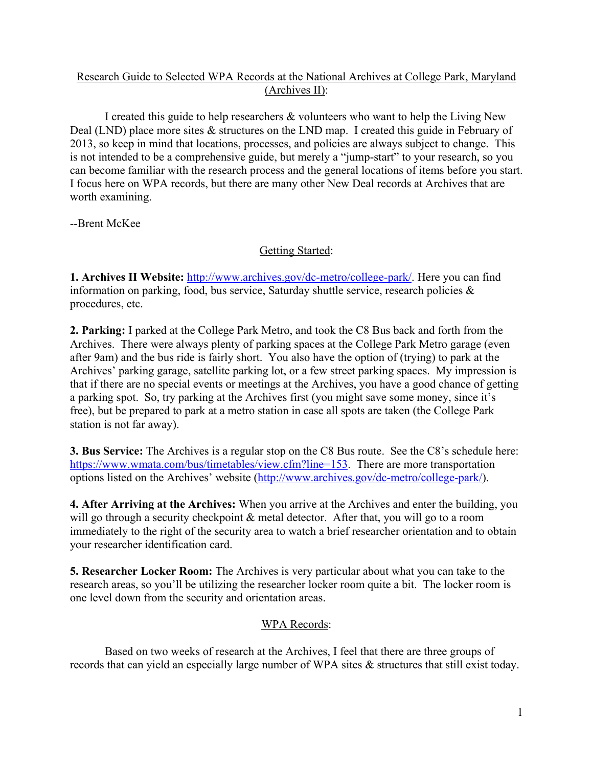# Research Guide to Selected WPA Records at the National Archives at College Park, Maryland (Archives II):

I created this guide to help researchers & volunteers who want to help the Living New Deal (LND) place more sites & structures on the LND map. I created this guide in February of 2013, so keep in mind that locations, processes, and policies are always subject to change. This is not intended to be a comprehensive guide, but merely a "jump-start" to your research, so you can become familiar with the research process and the general locations of items before you start. I focus here on WPA records, but there are many other New Deal records at Archives that are worth examining.

--Brent McKee

## Getting Started:

**1. Archives II Website:** http://www.archives.gov/dc-metro/college-park/. Here you can find information on parking, food, bus service, Saturday shuttle service, research policies & procedures, etc.

**2. Parking:** I parked at the College Park Metro, and took the C8 Bus back and forth from the Archives. There were always plenty of parking spaces at the College Park Metro garage (even after 9am) and the bus ride is fairly short. You also have the option of (trying) to park at the Archives' parking garage, satellite parking lot, or a few street parking spaces. My impression is that if there are no special events or meetings at the Archives, you have a good chance of getting a parking spot. So, try parking at the Archives first (you might save some money, since it's free), but be prepared to park at a metro station in case all spots are taken (the College Park station is not far away).

**3. Bus Service:** The Archives is a regular stop on the C8 Bus route. See the C8's schedule here: https://www.wmata.com/bus/timetables/view.cfm?line=153. There are more transportation options listed on the Archives' website (http://www.archives.gov/dc-metro/college-park/).

**4. After Arriving at the Archives:** When you arrive at the Archives and enter the building, you will go through a security checkpoint & metal detector. After that, you will go to a room immediately to the right of the security area to watch a brief researcher orientation and to obtain your researcher identification card.

**5. Researcher Locker Room:** The Archives is very particular about what you can take to the research areas, so you'll be utilizing the researcher locker room quite a bit. The locker room is one level down from the security and orientation areas.

## WPA Records:

Based on two weeks of research at the Archives, I feel that there are three groups of records that can yield an especially large number of WPA sites & structures that still exist today.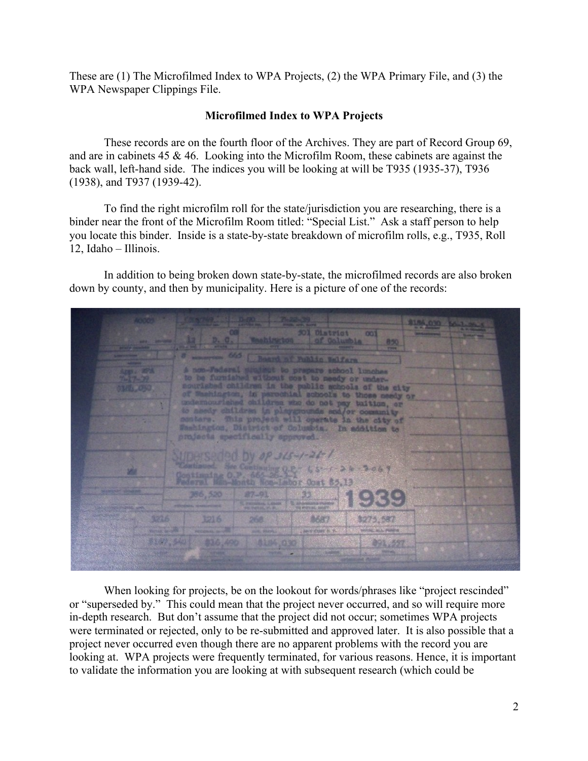These are (1) The Microfilmed Index to WPA Projects, (2) the WPA Primary File, and (3) the WPA Newspaper Clippings File.

**Microfilmed Index to WPA Projects**

These records are on the fourth floor of the Archives. They are part of Record Group 69, and are in cabinets 45 & 46. Looking into the Microfilm Room, these cabinets are against the back wall, left-hand side. The indices you will be looking at will be T935 (1935-37), T936 (1938), and T937 (1939-42).

To find the right microfilm roll for the state/jurisdiction you are researching, there is a binder near the front of the Microfilm Room titled: "Special List." Ask a staff person to help you locate this binder. Inside is a state-by-state breakdown of microfilm rolls, e.g., T935, Roll 12, Idaho – Illinois.

In addition to being broken down state-by-state, the microfilmed records are also broken down by county, and then by municipality. Here is a picture of one of the records:

When looking for projects, be on the lookout for words/phrases like "project rescinded" or "superseded by." This could mean that the project never occurred, and so will require more in-depth research. But don't assume that the project did not occur; sometimes WPA projects were terminated or rejected, only to be re-submitted and approved later. It is also possible that a project never occurred even though there are no apparent problems with the record you are looking at. WPA projects were frequently terminated, for various reasons. Hence, it is important to validate the information you are looking at with subsequent research (which could be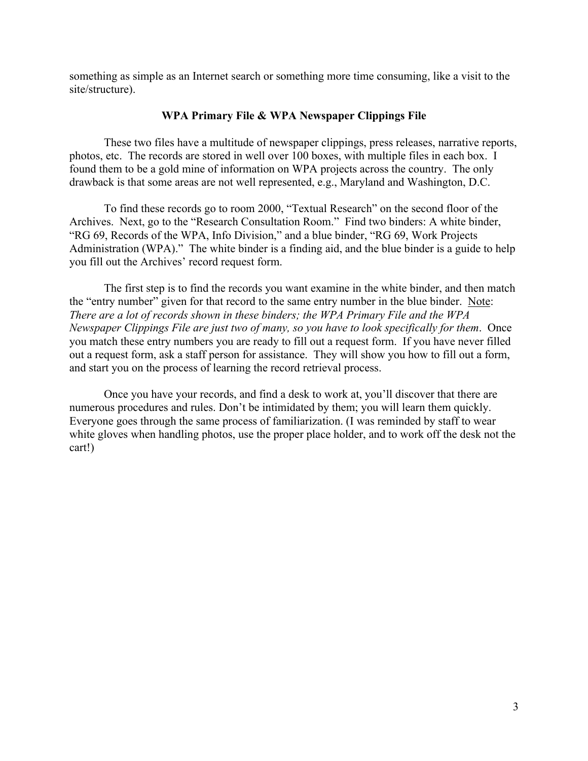something as simple as an Internet search or something more time consuming, like a visit to the site/structure).

## WPA Primary File & WPA Newspaper Clippings File

These two files have a multitude of newspaper clippings, press releases, narrative reports, photos, etc. The records are stored in well over 100 boxes, with multiple files in each box. I found them to be a gold mine of information on WPA projects across the country. The only drawback is that some areas are not well represented, e.g., Maryland and Washington, D.C.

To find these records go to room 2000, "Textual Research" on the second floor of the Archives. Next, go to the "Research Consultation Room." Find two binders: A white binder, "RG 69, Records of the WPA, Info Division," and a blue binder, "RG 69, Work Projects Administration (WPA)." The white binder is a finding aid, and the blue binder is a guide to help you fill out the Archives' record request form.

The first step is to find the records you want examine in the white binder, and then match the "entry number" given for that record to the same entry number in the blue binder. <u>Note</u>: *There are a lot of records shown in these binders; the WPA Primary File and the WPA Newspaper Clippings File are just two of many, so you have to look specifically for them*. Once you match these entry numbers you are ready to fill out a request form. If you have never filled out a request form, ask a staff person for assistance. They will show you how to fill out a form, and start you on the process of learning the record retrieval process.

Once you have your records, and find a desk to work at, you'll discover that there are numerous procedures and rules. Don't be intimidated by them; you will learn them quickly. Everyone goes through the same process of familiarization. (I was reminded by staff to wear white gloves when handling photos, use the proper place holder, and to work off the desk not the cart!)